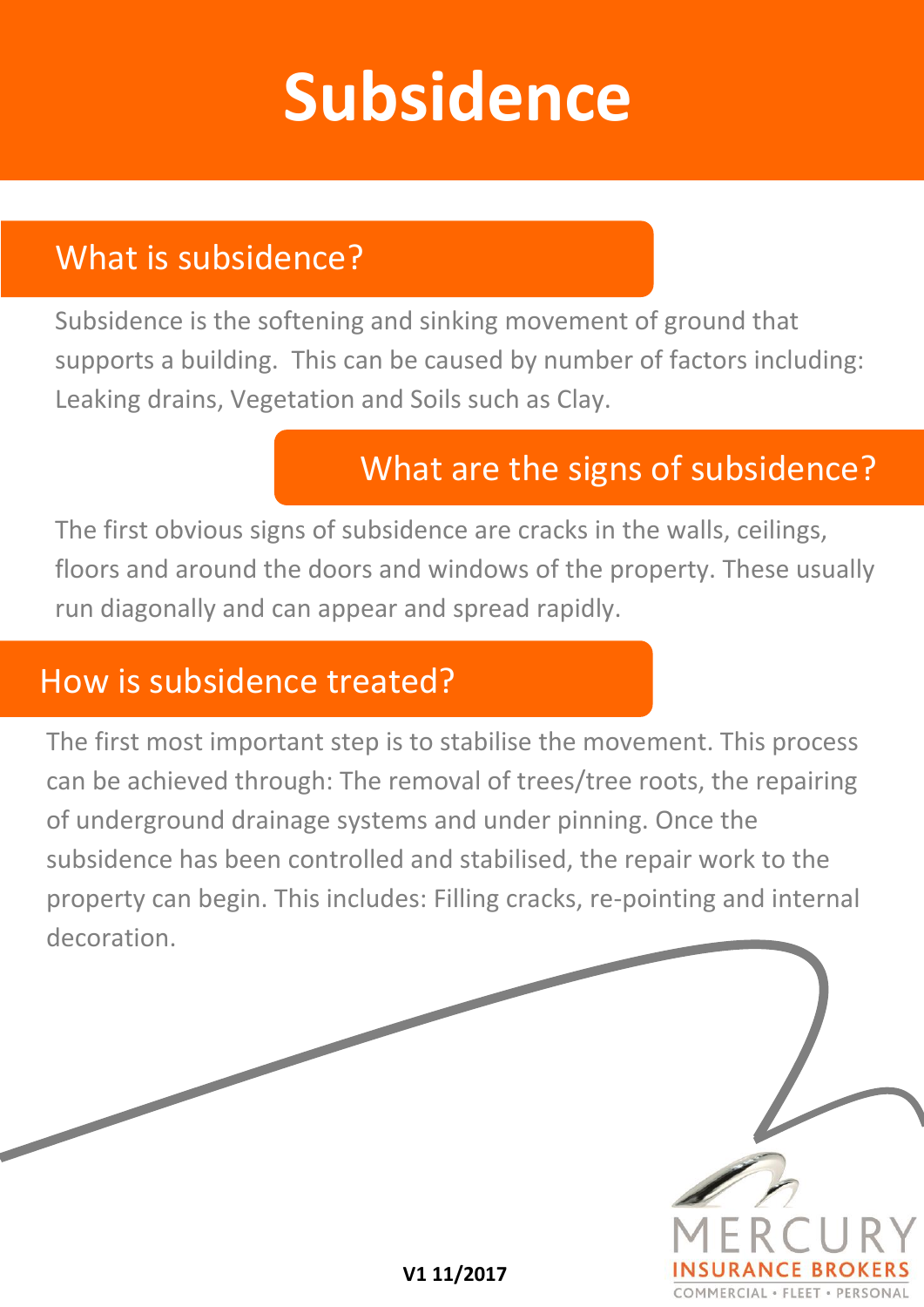# Subsidence

## What is subsidence?

Subsidence is the softening and sinking movement of ground that supports a building. This can be caused by number of factors including: Leaking drains, Vegetation and Soils such as Clay.

## What are the signs of subsidence?

The first obvious signs of subsidence are cracks in the walls, ceilings, floors and around the doors and windows of the property. These usually run diagonally and can appear and spread rapidly.

## How is subsidence treated?

The first most important step is to stabilise the movement. This process can be achieved through: The removal of trees/tree roots, the repairing of underground drainage systems and under pinning. Once the subsidence has been controlled and stabilised, the repair work to the property can begin. This includes: Filling cracks, re-pointing and internal decoration.

**V1 11/2017**

MERCURY
INSURANCE BROKERS
COMMERCIAL • FLEET • PERSONAL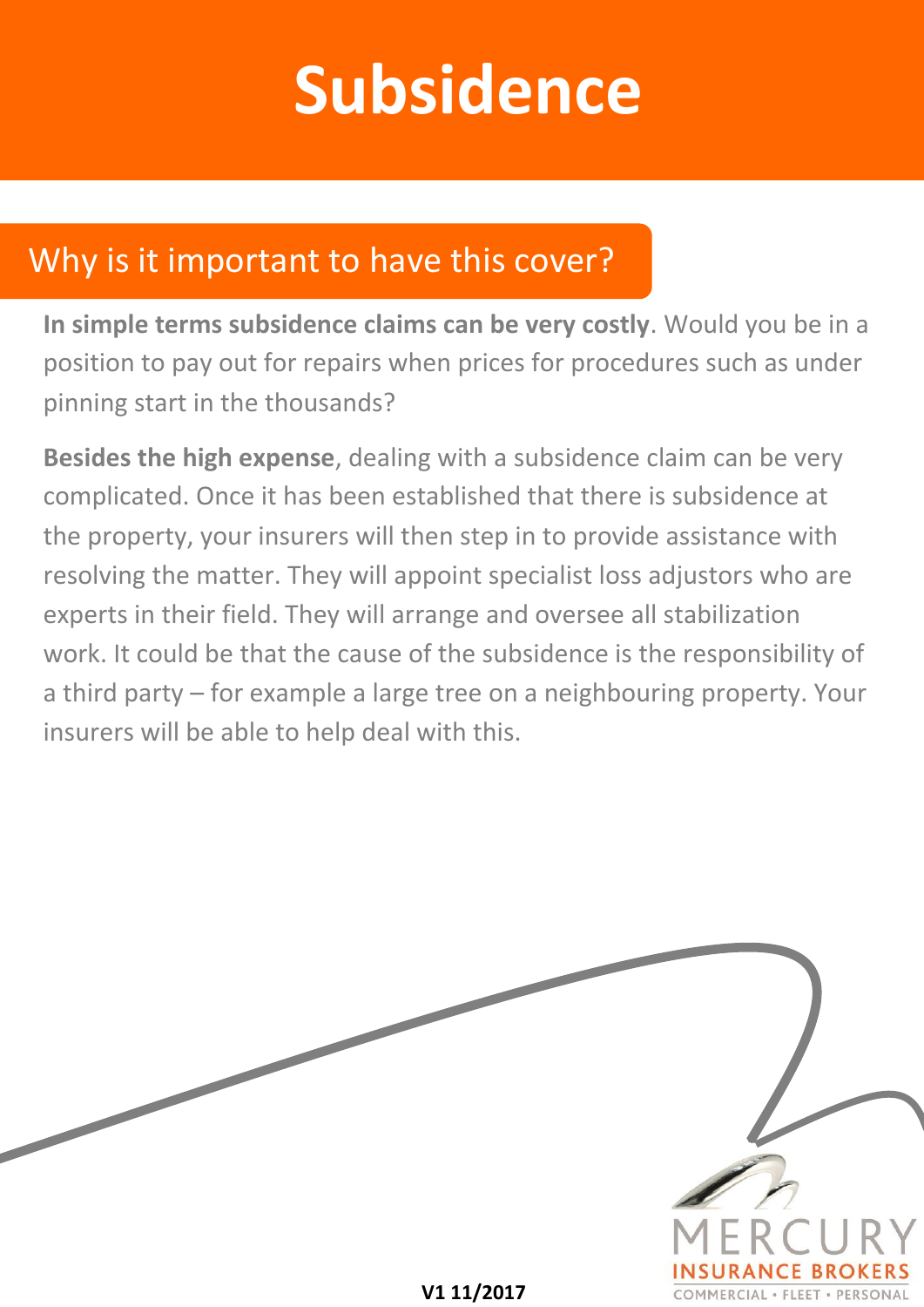# Subsidence

## Why is it important to have this cover?

**In simple terms subsidence claims can be very costly**. Would you be in a position to pay out for repairs when prices for procedures such as under pinning start in the thousands?

**Besides the high expense**, dealing with a subsidence claim can be very complicated. Once it has been established that there is subsidence at the property, your insurers will then step in to provide assistance with resolving the matter. They will appoint specialist loss adjustors who are experts in their field. They will arrange and oversee all stabilization work. It could be that the cause of the subsidence is the responsibility of a third party – for example a large tree on a neighbouring property. Your insurers will be able to help deal with this.

**V1 11/2017**